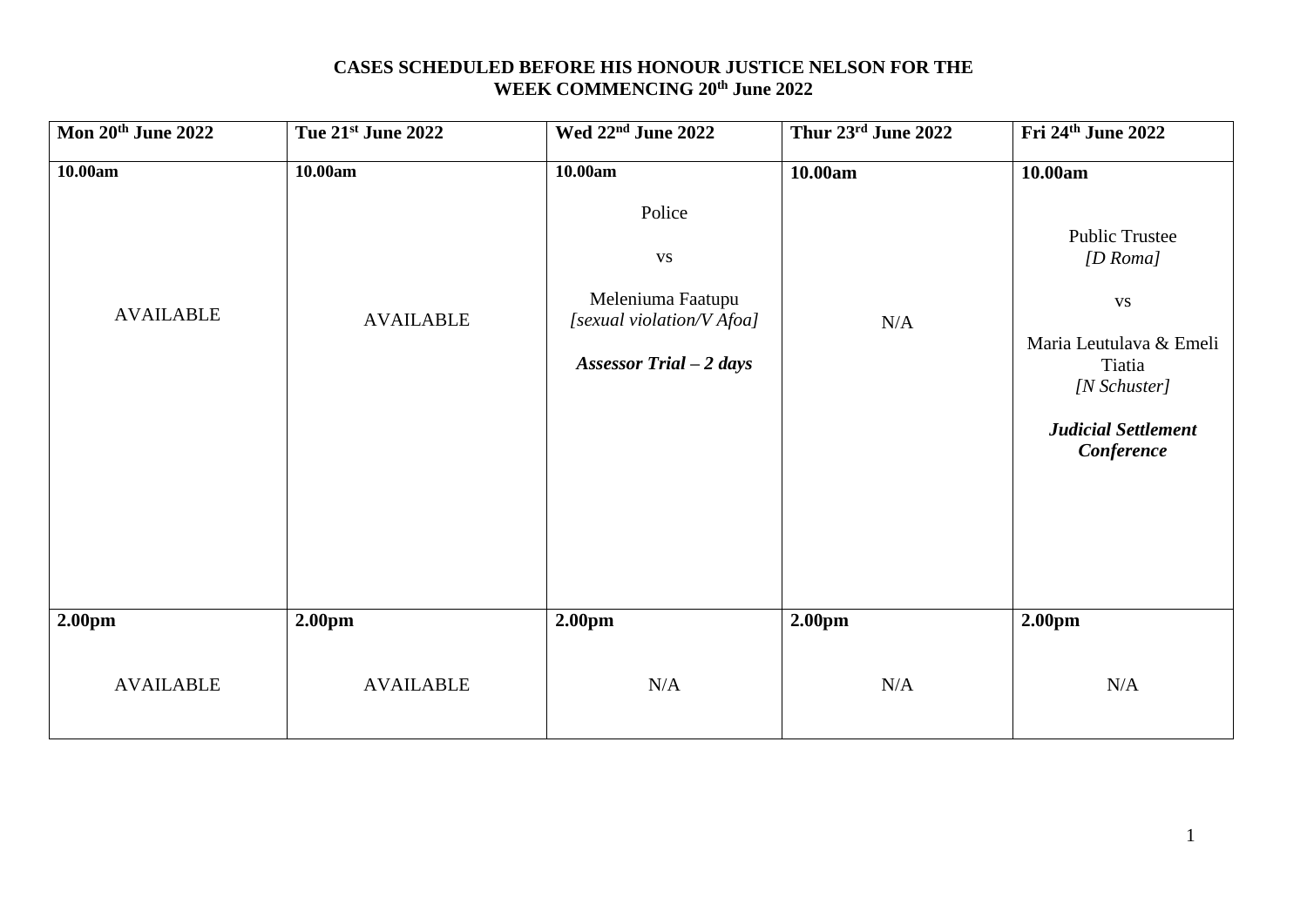**CASES SCHEDULED BEFORE HIS HONOUR JUSTICE NELSON FOR THE WEEK COMMENCING 20th June 2022**

| Mon 20th June 2022 | Tue 21st June 2022 | Wed 22nd June 2022 | Thur 23rd June 2022 | Fri 24th June 2022 |
|---|---|---|---|---|
| **10.00am**<br><br>AVAILABLE | **10.00am**<br><br>AVAILABLE | **10.00am**<br><br>Police<br><br>vs<br><br>Meleniuma Faatupu<br>*[sexual violation/V Afoa]*<br><br>***Assessor Trial – 2 days*** | **10.00am**<br><br>N/A | **10.00am**<br><br>Public Trustee<br>*[D Roma]*<br><br>vs<br><br>Maria Leutulava & Emeli Tiatia<br>*[N Schuster]*<br><br>***Judicial Settlement Conference*** |
| **2.00pm**<br><br>AVAILABLE | **2.00pm**<br><br>AVAILABLE | **2.00pm**<br><br>N/A | **2.00pm**<br><br>N/A | **2.00pm**<br><br>N/A |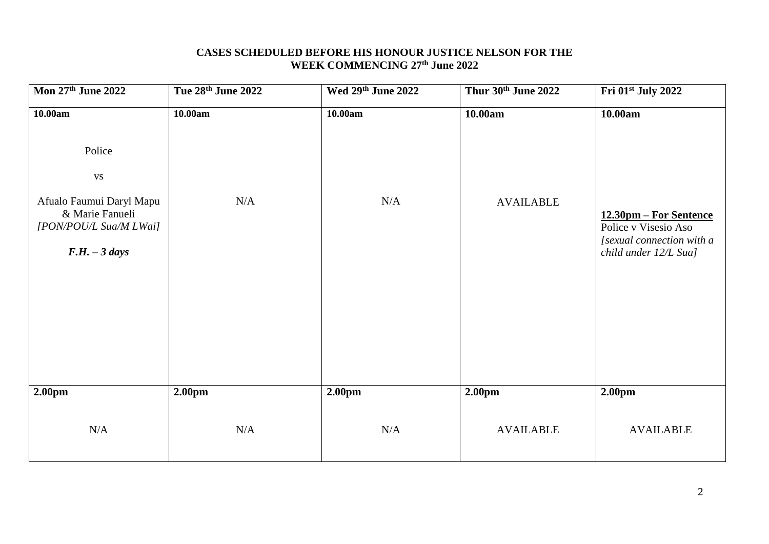**CASES SCHEDULED BEFORE HIS HONOUR JUSTICE NELSON FOR THE WEEK COMMENCING 27th June 2022**

| Mon 27th June 2022 | Tue 28th June 2022 | Wed 29th June 2022 | Thur 30th June 2022 | Fri 01st July 2022 |
|---|---|---|---|---|
| **10.00am**<br><br>Police<br><br>vs<br><br>Afualo Faumui Daryl Mapu & Marie Fanueli<br>*[PON/POU/L Sua/M LWai]*<br><br>***F.H. – 3 days*** | **10.00am**<br><br>N/A | **10.00am**<br><br>N/A | **10.00am**<br><br>AVAILABLE | **10.00am**<br><br>**12.30pm – For Sentence**<br>Police v Visesio Aso<br>*[sexual connection with a child under 12/L Sua]* |
| **2.00pm**<br><br>N/A | **2.00pm**<br><br>N/A | **2.00pm**<br><br>N/A | **2.00pm**<br><br>AVAILABLE | **2.00pm**<br><br>AVAILABLE |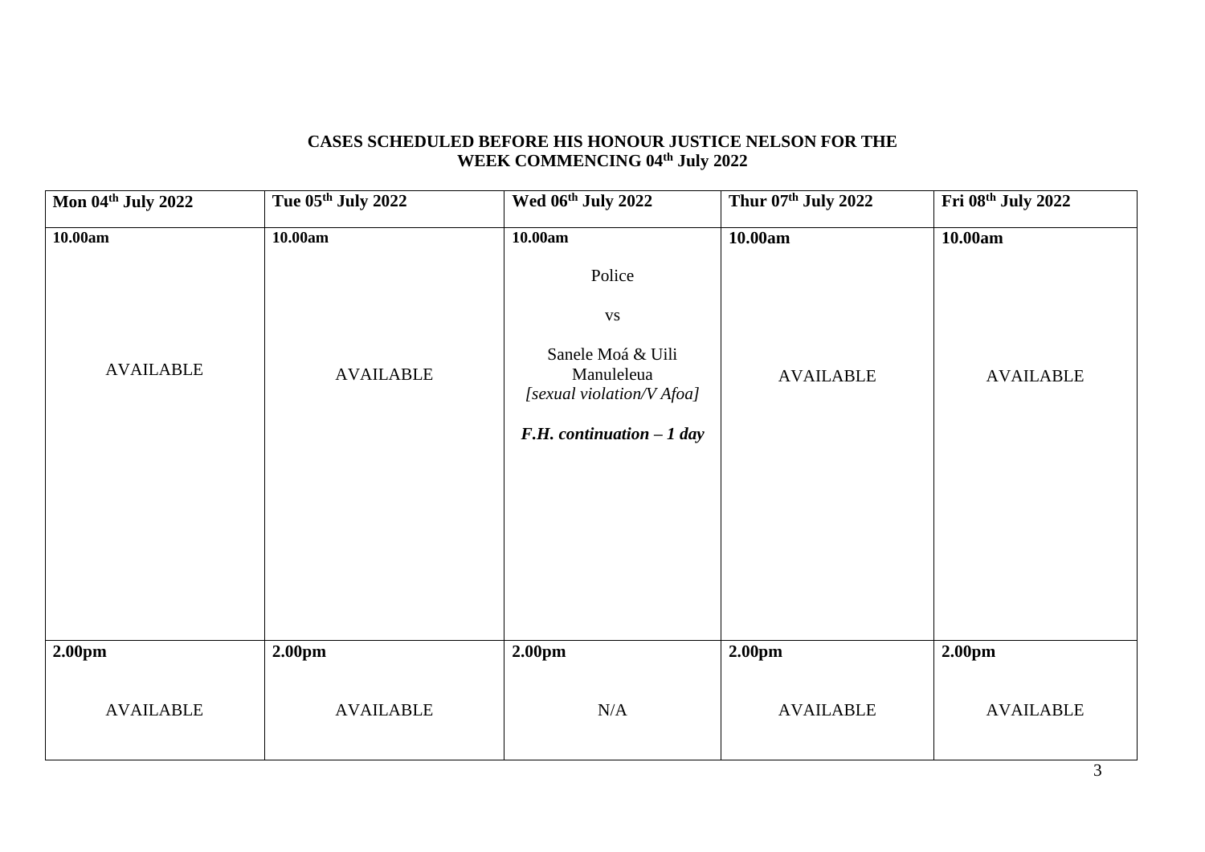**CASES SCHEDULED BEFORE HIS HONOUR JUSTICE NELSON FOR THE WEEK COMMENCING 04th July 2022**

| Mon 04th July 2022 | Tue 05th July 2022 | Wed 06th July 2022 | Thur 07th July 2022 | Fri 08th July 2022 |
|---|---|---|---|---|
| **10.00am**<br><br>AVAILABLE | **10.00am**<br><br>AVAILABLE | **10.00am**<br><br>Police<br><br>vs<br><br>Sanele Moá & Uili Manuleleua<br>*[sexual violation/V Afoa]*<br><br>***F.H. continuation – 1 day*** | **10.00am**<br><br>AVAILABLE | **10.00am**<br><br>AVAILABLE |
| **2.00pm**<br><br>AVAILABLE | **2.00pm**<br><br>AVAILABLE | **2.00pm**<br><br>N/A | **2.00pm**<br><br>AVAILABLE | **2.00pm**<br><br>AVAILABLE |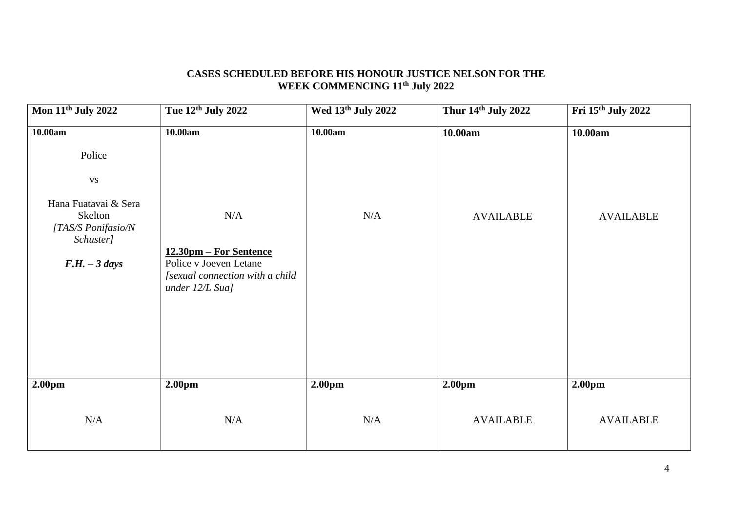**CASES SCHEDULED BEFORE HIS HONOUR JUSTICE NELSON FOR THE WEEK COMMENCING 11th July 2022**

| Mon 11th July 2022 | Tue 12th July 2022 | Wed 13th July 2022 | Thur 14th July 2022 | Fri 15th July 2022 |
|---|---|---|---|---|
| **10.00am**<br><br>Police<br><br>vs<br><br>Hana Fuatavai & Sera Skelton<br>*[TAS/S Ponifasio/N Schuster]*<br><br>***F.H. – 3 days*** | **10.00am**<br><br>N/A<br><br>**12.30pm – For Sentence**<br>Police v Joeven Letane<br>*[sexual connection with a child under 12/L Sua]* | **10.00am**<br><br>N/A | **10.00am**<br><br>AVAILABLE | **10.00am**<br><br>AVAILABLE |
| **2.00pm**<br><br>N/A | **2.00pm**<br><br>N/A | **2.00pm**<br><br>N/A | **2.00pm**<br><br>AVAILABLE | **2.00pm**<br><br>AVAILABLE |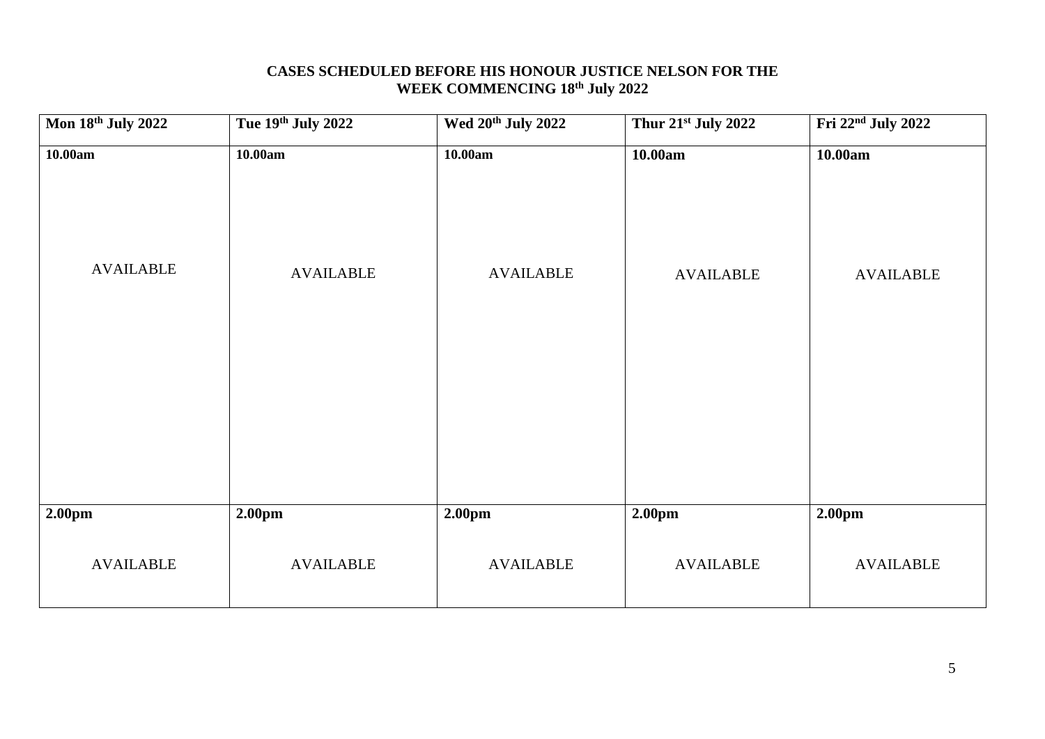**CASES SCHEDULED BEFORE HIS HONOUR JUSTICE NELSON FOR THE WEEK COMMENCING 18th July 2022**

| Mon 18th July 2022 | Tue 19th July 2022 | Wed 20th July 2022 | Thur 21st July 2022 | Fri 22nd July 2022 |
|---|---|---|---|---|
| **10.00am**<br><br>AVAILABLE | **10.00am**<br><br>AVAILABLE | **10.00am**<br><br>AVAILABLE | **10.00am**<br><br>AVAILABLE | **10.00am**<br><br>AVAILABLE |
| **2.00pm**<br><br>AVAILABLE | **2.00pm**<br><br>AVAILABLE | **2.00pm**<br><br>AVAILABLE | **2.00pm**<br><br>AVAILABLE | **2.00pm**<br><br>AVAILABLE |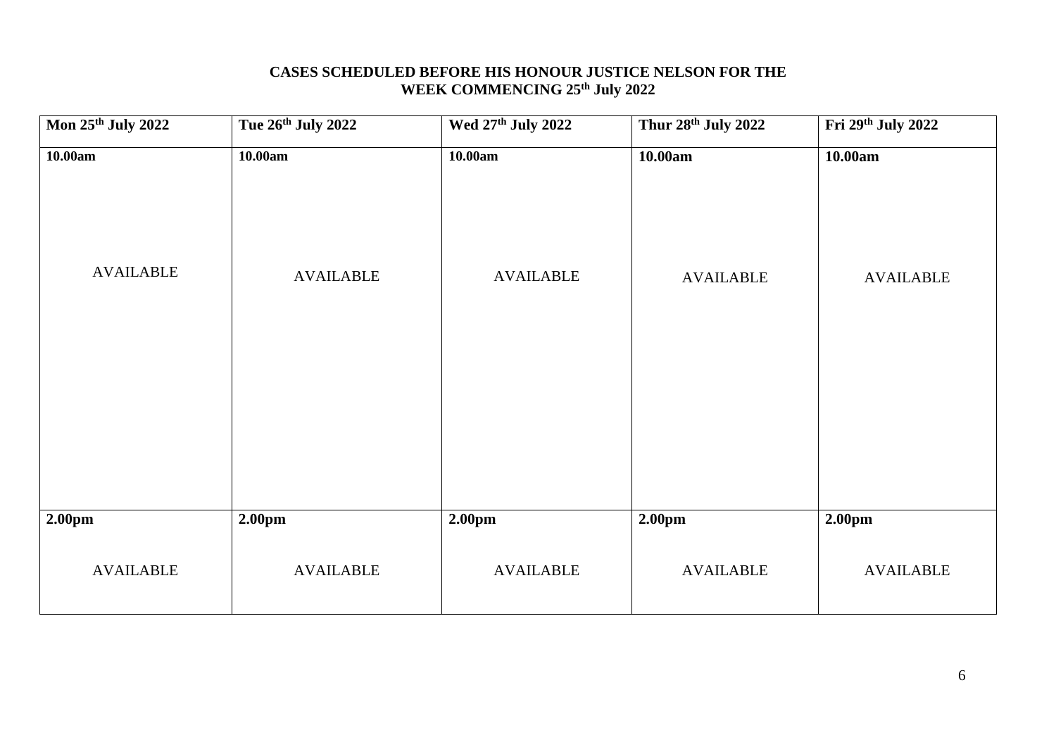**CASES SCHEDULED BEFORE HIS HONOUR JUSTICE NELSON FOR THE WEEK COMMENCING 25th July 2022**

| Mon 25th July 2022 | Tue 26th July 2022 | Wed 27th July 2022 | Thur 28th July 2022 | Fri 29th July 2022 |
|---|---|---|---|---|
| **10.00am** AVAILABLE | **10.00am** AVAILABLE | **10.00am** AVAILABLE | **10.00am** AVAILABLE | **10.00am** AVAILABLE |
| **2.00pm** AVAILABLE | **2.00pm** AVAILABLE | **2.00pm** AVAILABLE | **2.00pm** AVAILABLE | **2.00pm** AVAILABLE |